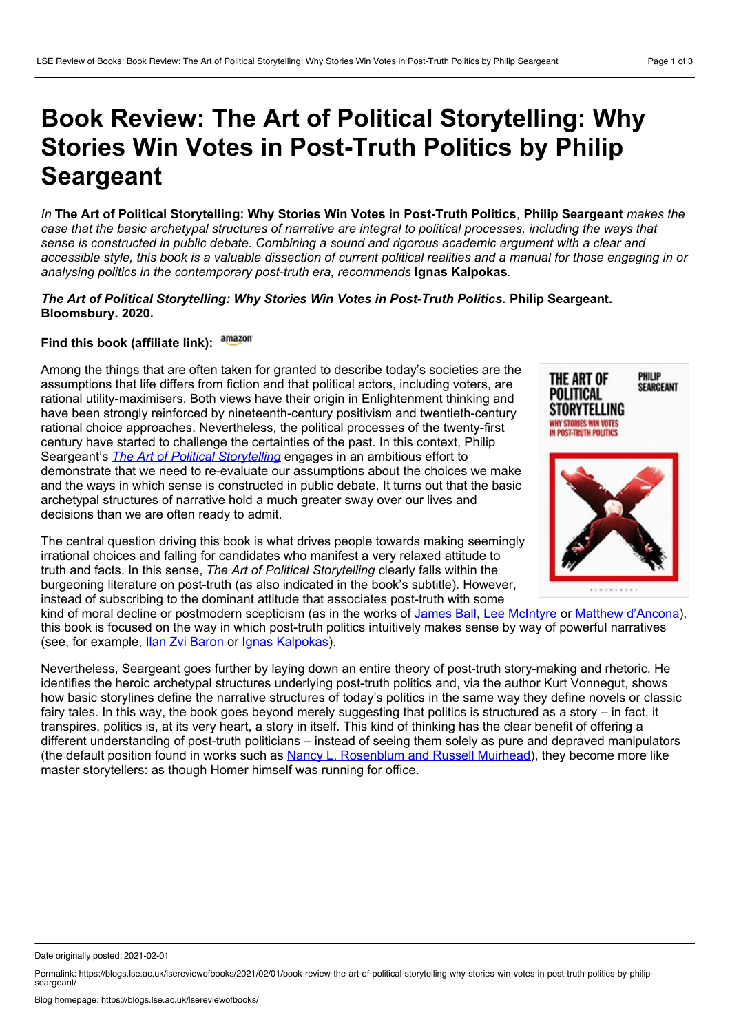# Book Review: The Art of Political Storytelling: Why Stories Win Votes in Post-Truth Politics by Philip Seargeant

*In* **The Art of Political Storytelling: Why Stories Win Votes in Post-Truth Politics***,* **Philip Seargeant** *makes the case that the basic archetypal structures of narrative are integral to political processes, including the ways that sense is constructed in public debate. Combining a sound and rigorous academic argument with a clear and accessible style, this book is a valuable dissection of current political realities and a manual for those engaging in or analysing politics in the contemporary post-truth era, recommends* **Ignas Kalpokas***.*

***The Art of Political Storytelling: Why Stories Win Votes in Post-Truth Politics.*** **Philip Seargeant. Bloomsbury. 2020.**

**Find this book (affiliate link):** amazon

Among the things that are often taken for granted to describe today's societies are the assumptions that life differs from fiction and that political actors, including voters, are rational utility-maximisers. Both views have their origin in Enlightenment thinking and have been strongly reinforced by nineteenth-century positivism and twentieth-century rational choice approaches. Nevertheless, the political processes of the twenty-first century have started to challenge the certainties of the past. In this context, Philip Seargeant's *The Art of Political Storytelling* engages in an ambitious effort to demonstrate that we need to re-evaluate our assumptions about the choices we make and the ways in which sense is constructed in public debate. It turns out that the basic archetypal structures of narrative hold a much greater sway over our lives and decisions than we are often ready to admit.

The central question driving this book is what drives people towards making seemingly irrational choices and falling for candidates who manifest a very relaxed attitude to truth and facts. In this sense, *The Art of Political Storytelling* clearly falls within the burgeoning literature on post-truth (as also indicated in the book's subtitle). However, instead of subscribing to the dominant attitude that associates post-truth with some kind of moral decline or postmodern scepticism (as in the works of James Ball, Lee McIntyre or Matthew d'Ancona), this book is focused on the way in which post-truth politics intuitively makes sense by way of powerful narratives (see, for example, Ilan Zvi Baron or Ignas Kalpokas).

Nevertheless, Seargeant goes further by laying down an entire theory of post-truth story-making and rhetoric. He identifies the heroic archetypal structures underlying post-truth politics and, via the author Kurt Vonnegut, shows how basic storylines define the narrative structures of today's politics in the same way they define novels or classic fairy tales. In this way, the book goes beyond merely suggesting that politics is structured as a story – in fact, it transpires, politics is, at its very heart, a story in itself. This kind of thinking has the clear benefit of offering a different understanding of post-truth politicians – instead of seeing them solely as pure and depraved manipulators (the default position found in works such as Nancy L. Rosenblum and Russell Muirhead), they become more like master storytellers: as though Homer himself was running for office.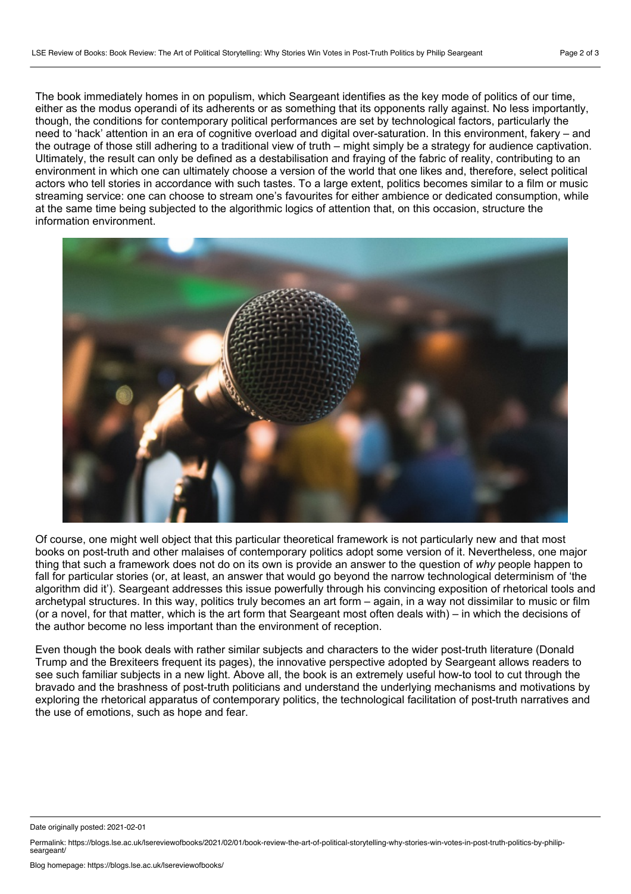The book immediately homes in on populism, which Seargeant identifies as the key mode of politics of our time, either as the modus operandi of its adherents or as something that its opponents rally against. No less importantly, though, the conditions for contemporary political performances are set by technological factors, particularly the need to 'hack' attention in an era of cognitive overload and digital over-saturation. In this environment, fakery – and the outrage of those still adhering to a traditional view of truth – might simply be a strategy for audience captivation. Ultimately, the result can only be defined as a destabilisation and fraying of the fabric of reality, contributing to an environment in which one can ultimately choose a version of the world that one likes and, therefore, select political actors who tell stories in accordance with such tastes. To a large extent, politics becomes similar to a film or music streaming service: one can choose to stream one's favourites for either ambience or dedicated consumption, while at the same time being subjected to the algorithmic logics of attention that, on this occasion, structure the information environment.

Of course, one might well object that this particular theoretical framework is not particularly new and that most books on post-truth and other malaises of contemporary politics adopt some version of it. Nevertheless, one major thing that such a framework does not do on its own is provide an answer to the question of *why* people happen to fall for particular stories (or, at least, an answer that would go beyond the narrow technological determinism of 'the algorithm did it'). Seargeant addresses this issue powerfully through his convincing exposition of rhetorical tools and archetypal structures. In this way, politics truly becomes an art form – again, in a way not dissimilar to music or film (or a novel, for that matter, which is the art form that Seargeant most often deals with) – in which the decisions of the author become no less important than the environment of reception.

Even though the book deals with rather similar subjects and characters to the wider post-truth literature (Donald Trump and the Brexiteers frequent its pages), the innovative perspective adopted by Seargeant allows readers to see such familiar subjects in a new light. Above all, the book is an extremely useful how-to tool to cut through the bravado and the brashness of post-truth politicians and understand the underlying mechanisms and motivations by exploring the rhetorical apparatus of contemporary politics, the technological facilitation of post-truth narratives and the use of emotions, such as hope and fear.

Date originally posted: 2021-02-01

Permalink: https://blogs.lse.ac.uk/lsereviewofbooks/2021/02/01/book-review-the-art-of-political-storytelling-why-stories-win-votes-in-post-truth-politics-by-philip-seargeant/

Blog homepage: https://blogs.lse.ac.uk/lsereviewofbooks/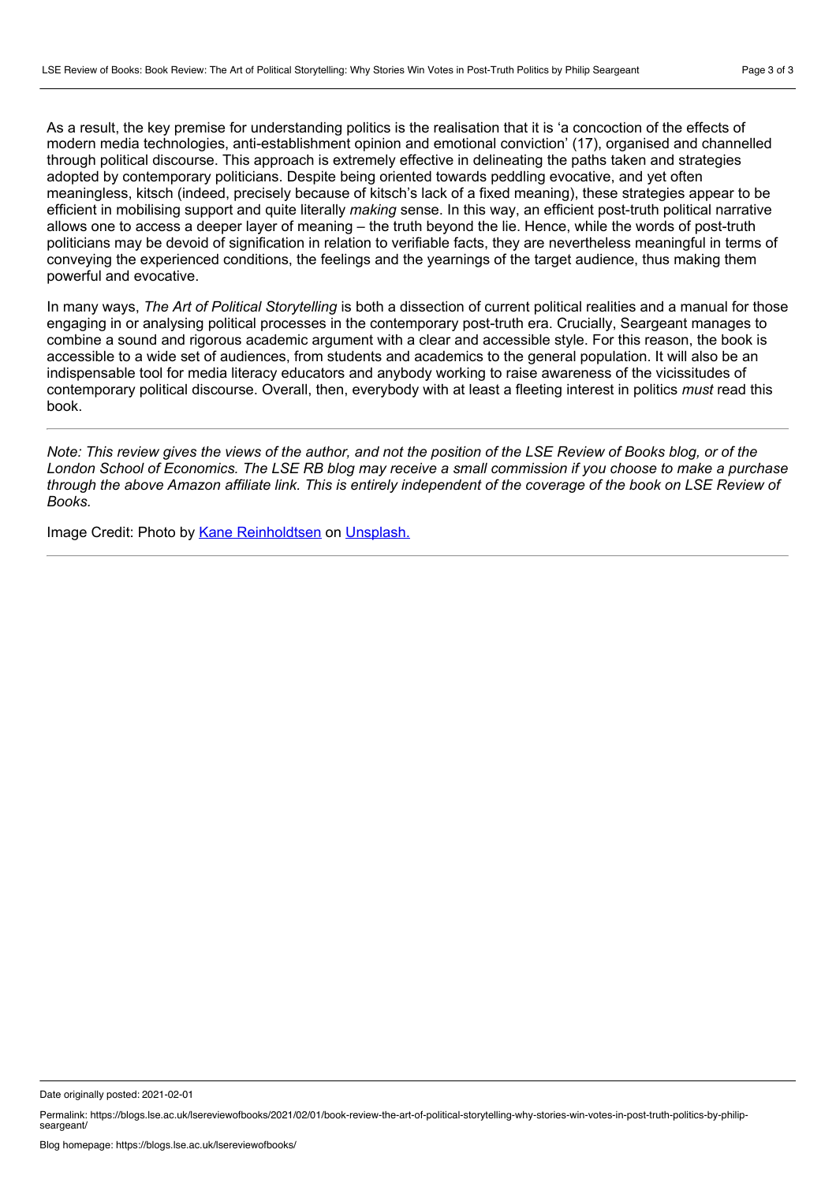As a result, the key premise for understanding politics is the realisation that it is 'a concoction of the effects of modern media technologies, anti-establishment opinion and emotional conviction' (17), organised and channelled through political discourse. This approach is extremely effective in delineating the paths taken and strategies adopted by contemporary politicians. Despite being oriented towards peddling evocative, and yet often meaningless, kitsch (indeed, precisely because of kitsch's lack of a fixed meaning), these strategies appear to be efficient in mobilising support and quite literally *making* sense. In this way, an efficient post-truth political narrative allows one to access a deeper layer of meaning – the truth beyond the lie. Hence, while the words of post-truth politicians may be devoid of signification in relation to verifiable facts, they are nevertheless meaningful in terms of conveying the experienced conditions, the feelings and the yearnings of the target audience, thus making them powerful and evocative.

In many ways, *The Art of Political Storytelling* is both a dissection of current political realities and a manual for those engaging in or analysing political processes in the contemporary post-truth era. Crucially, Seargeant manages to combine a sound and rigorous academic argument with a clear and accessible style. For this reason, the book is accessible to a wide set of audiences, from students and academics to the general population. It will also be an indispensable tool for media literacy educators and anybody working to raise awareness of the vicissitudes of contemporary political discourse. Overall, then, everybody with at least a fleeting interest in politics *must* read this book.

---

*Note: This review gives the views of the author, and not the position of the LSE Review of Books blog, or of the London School of Economics. The LSE RB blog may receive a small commission if you choose to make a purchase through the above Amazon affiliate link. This is entirely independent of the coverage of the book on LSE Review of Books.*

Image Credit: Photo by [Kane Reinholdtsen](#) on [Unsplash.](#)

---

Date originally posted: 2021-02-01

Permalink: https://blogs.lse.ac.uk/lsereviewofbooks/2021/02/01/book-review-the-art-of-political-storytelling-why-stories-win-votes-in-post-truth-politics-by-philip-seargeant/

Blog homepage: https://blogs.lse.ac.uk/lsereviewofbooks/